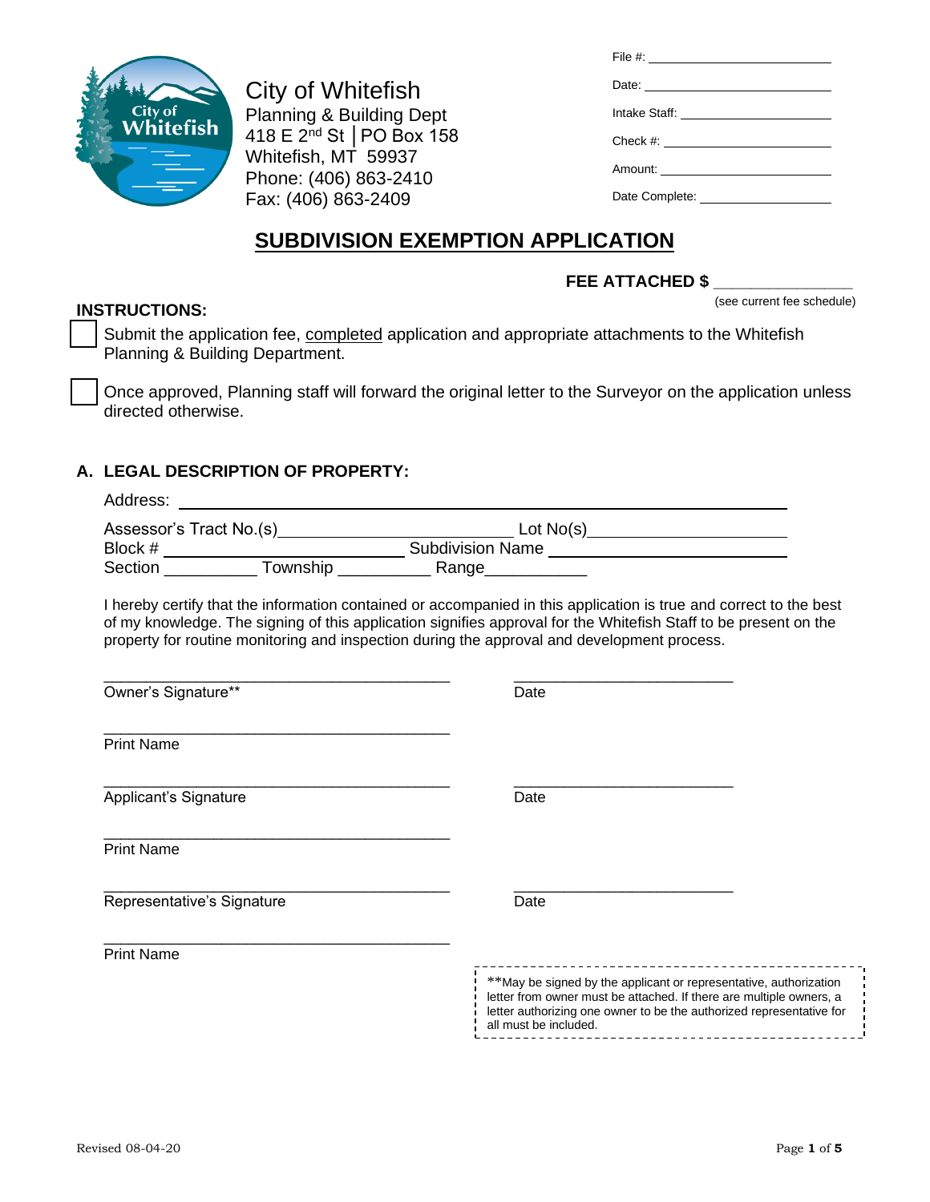City of Whitefish
Planning & Building Dept
418 E 2nd St │PO Box 158
Whitefish, MT 59937
Phone: (406) 863-2410
Fax: (406) 863-2409

File #: ______________________

Date: ______________________

Intake Staff: ______________________

Check #: ______________________

Amount: ______________________

Date Complete: ______________________

# SUBDIVISION EXEMPTION APPLICATION

**FEE ATTACHED $** _______________
(see current fee schedule)

**INSTRUCTIONS:**

☐ Submit the application fee, completed application and appropriate attachments to the Whitefish Planning & Building Department.

☐ Once approved, Planning staff will forward the original letter to the Surveyor on the application unless directed otherwise.

## A. LEGAL DESCRIPTION OF PROPERTY:

Address: ______________________________________________

Assessor's Tract No.(s)__________________________ Lot No(s)______________________

Block # __________________________ Subdivision Name ______________________

Section __________ Township __________ Range___________

I hereby certify that the information contained or accompanied in this application is true and correct to the best of my knowledge. The signing of this application signifies approval for the Whitefish Staff to be present on the property for routine monitoring and inspection during the approval and development process.

________________________________________ ________________________
Owner's Signature** Date

________________________________________
Print Name

________________________________________ ________________________
Applicant's Signature Date

________________________________________
Print Name

________________________________________ ________________________
Representative's Signature Date

________________________________________
Print Name

**May be signed by the applicant or representative, authorization letter from owner must be attached. If there are multiple owners, a letter authorizing one owner to be the authorized representative for all must be included.

Revised 08-04-20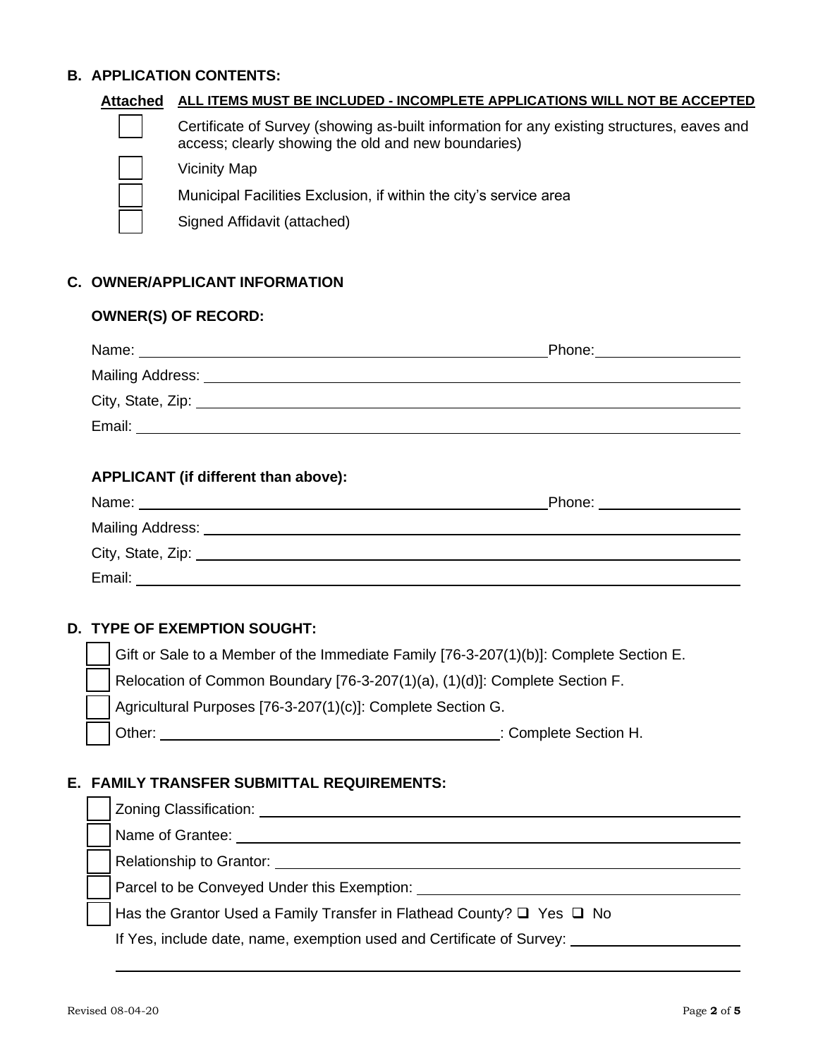## B. APPLICATION CONTENTS:

**Attached** **ALL ITEMS MUST BE INCLUDED - INCOMPLETE APPLICATIONS WILL NOT BE ACCEPTED**

- [ ] Certificate of Survey (showing as-built information for any existing structures, eaves and access; clearly showing the old and new boundaries)
- [ ] Vicinity Map
- [ ] Municipal Facilities Exclusion, if within the city's service area
- [ ] Signed Affidavit (attached)

## C. OWNER/APPLICANT INFORMATION

### OWNER(S) OF RECORD:

Name: ______________________________ Phone: ______________

Mailing Address: ______________________________

City, State, Zip: ______________________________

Email: ______________________________

### APPLICANT (if different than above):

Name: ______________________________ Phone: ______________

Mailing Address: ______________________________

City, State, Zip: ______________________________

Email: ______________________________

## D. TYPE OF EXEMPTION SOUGHT:

- [ ] Gift or Sale to a Member of the Immediate Family [76-3-207(1)(b)]: Complete Section E.
- [ ] Relocation of Common Boundary [76-3-207(1)(a), (1)(d)]: Complete Section F.
- [ ] Agricultural Purposes [76-3-207(1)(c)]: Complete Section G.
- [ ] Other: ______________________________: Complete Section H.

## E. FAMILY TRANSFER SUBMITTAL REQUIREMENTS:

- [ ] Zoning Classification: ______________________________
- [ ] Name of Grantee: ______________________________
- [ ] Relationship to Grantor: ______________________________
- [ ] Parcel to be Conveyed Under this Exemption: ______________________________
- [ ] Has the Grantor Used a Family Transfer in Flathead County? ❑ Yes ❑ No

If Yes, include date, name, exemption used and Certificate of Survey: ______________________________

______________________________

Revised 08-04-20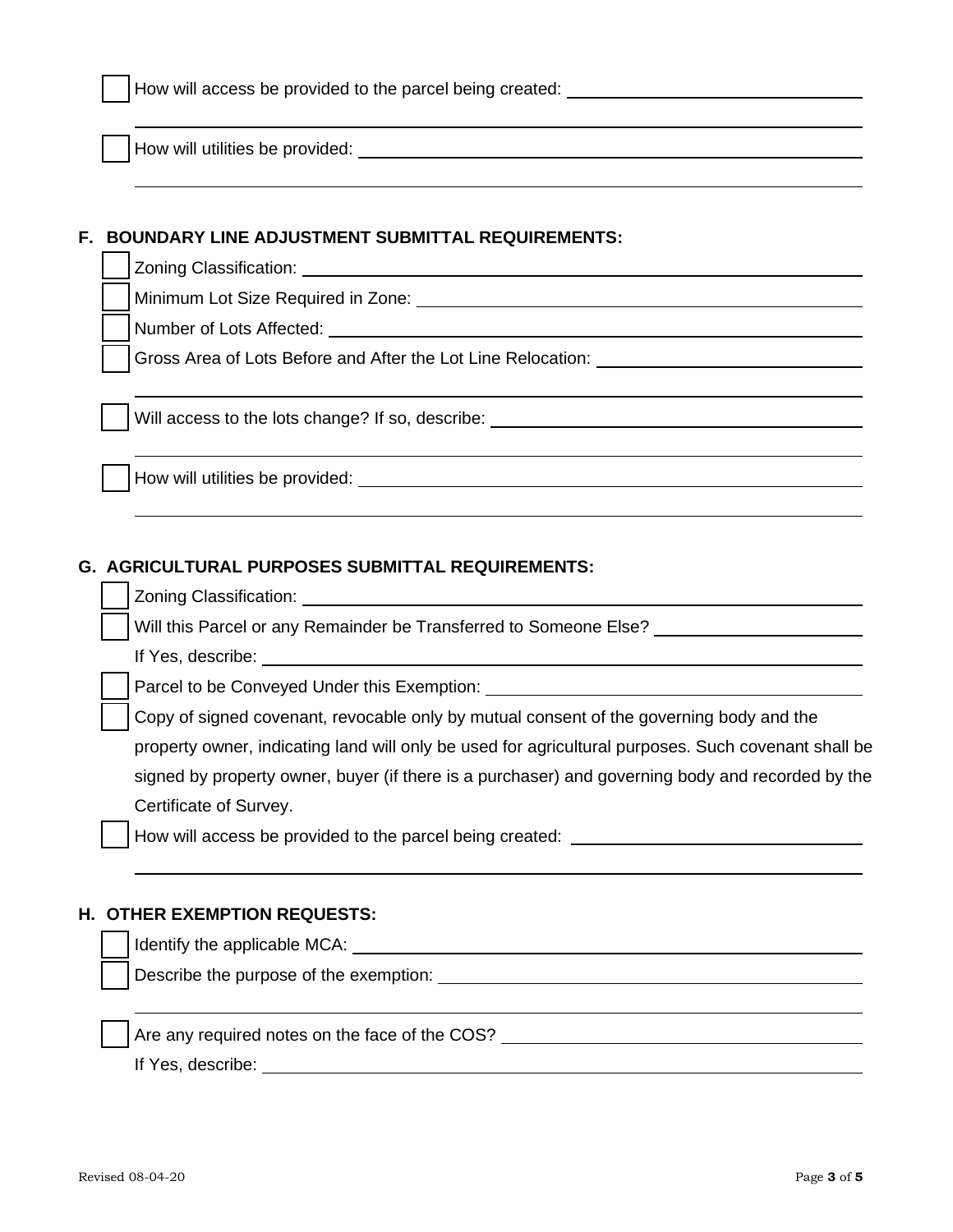- [ ] How will access be provided to the parcel being created: \_\_\_\_\_\_\_\_\_\_\_\_\_\_\_\_\_\_\_\_\_\_\_\_\_\_\_\_\_\_

- [ ] How will utilities be provided: \_\_\_\_\_\_\_\_\_\_\_\_\_\_\_\_\_\_\_\_\_\_\_\_\_\_\_\_\_\_

## F. BOUNDARY LINE ADJUSTMENT SUBMITTAL REQUIREMENTS:

- [ ] Zoning Classification: \_\_\_\_\_\_\_\_\_\_\_\_\_\_\_\_\_\_\_\_\_\_\_\_\_\_\_\_\_\_
- [ ] Minimum Lot Size Required in Zone: \_\_\_\_\_\_\_\_\_\_\_\_\_\_\_\_\_\_\_\_\_\_\_\_\_\_\_\_\_\_
- [ ] Number of Lots Affected: \_\_\_\_\_\_\_\_\_\_\_\_\_\_\_\_\_\_\_\_\_\_\_\_\_\_\_\_\_\_
- [ ] Gross Area of Lots Before and After the Lot Line Relocation: \_\_\_\_\_\_\_\_\_\_\_\_\_\_\_\_\_\_\_\_\_\_\_\_\_\_\_\_\_\_

- [ ] Will access to the lots change? If so, describe: \_\_\_\_\_\_\_\_\_\_\_\_\_\_\_\_\_\_\_\_\_\_\_\_\_\_\_\_\_\_

- [ ] How will utilities be provided: \_\_\_\_\_\_\_\_\_\_\_\_\_\_\_\_\_\_\_\_\_\_\_\_\_\_\_\_\_\_

## G. AGRICULTURAL PURPOSES SUBMITTAL REQUIREMENTS:

- [ ] Zoning Classification: \_\_\_\_\_\_\_\_\_\_\_\_\_\_\_\_\_\_\_\_\_\_\_\_\_\_\_\_\_\_
- [ ] Will this Parcel or any Remainder be Transferred to Someone Else? \_\_\_\_\_\_\_\_\_\_\_\_\_\_\_\_\_\_\_\_\_\_\_\_\_\_\_\_\_\_

  If Yes, describe: \_\_\_\_\_\_\_\_\_\_\_\_\_\_\_\_\_\_\_\_\_\_\_\_\_\_\_\_\_\_
- [ ] Parcel to be Conveyed Under this Exemption: \_\_\_\_\_\_\_\_\_\_\_\_\_\_\_\_\_\_\_\_\_\_\_\_\_\_\_\_\_\_
- [ ] Copy of signed covenant, revocable only by mutual consent of the governing body and the property owner, indicating land will only be used for agricultural purposes. Such covenant shall be signed by property owner, buyer (if there is a purchaser) and governing body and recorded by the Certificate of Survey.
- [ ] How will access be provided to the parcel being created: \_\_\_\_\_\_\_\_\_\_\_\_\_\_\_\_\_\_\_\_\_\_\_\_\_\_\_\_\_\_

## H. OTHER EXEMPTION REQUESTS:

- [ ] Identify the applicable MCA: \_\_\_\_\_\_\_\_\_\_\_\_\_\_\_\_\_\_\_\_\_\_\_\_\_\_\_\_\_\_
- [ ] Describe the purpose of the exemption: \_\_\_\_\_\_\_\_\_\_\_\_\_\_\_\_\_\_\_\_\_\_\_\_\_\_\_\_\_\_

- [ ] Are any required notes on the face of the COS? \_\_\_\_\_\_\_\_\_\_\_\_\_\_\_\_\_\_\_\_\_\_\_\_\_\_\_\_\_\_

  If Yes, describe: \_\_\_\_\_\_\_\_\_\_\_\_\_\_\_\_\_\_\_\_\_\_\_\_\_\_\_\_\_\_

Revised 08-04-20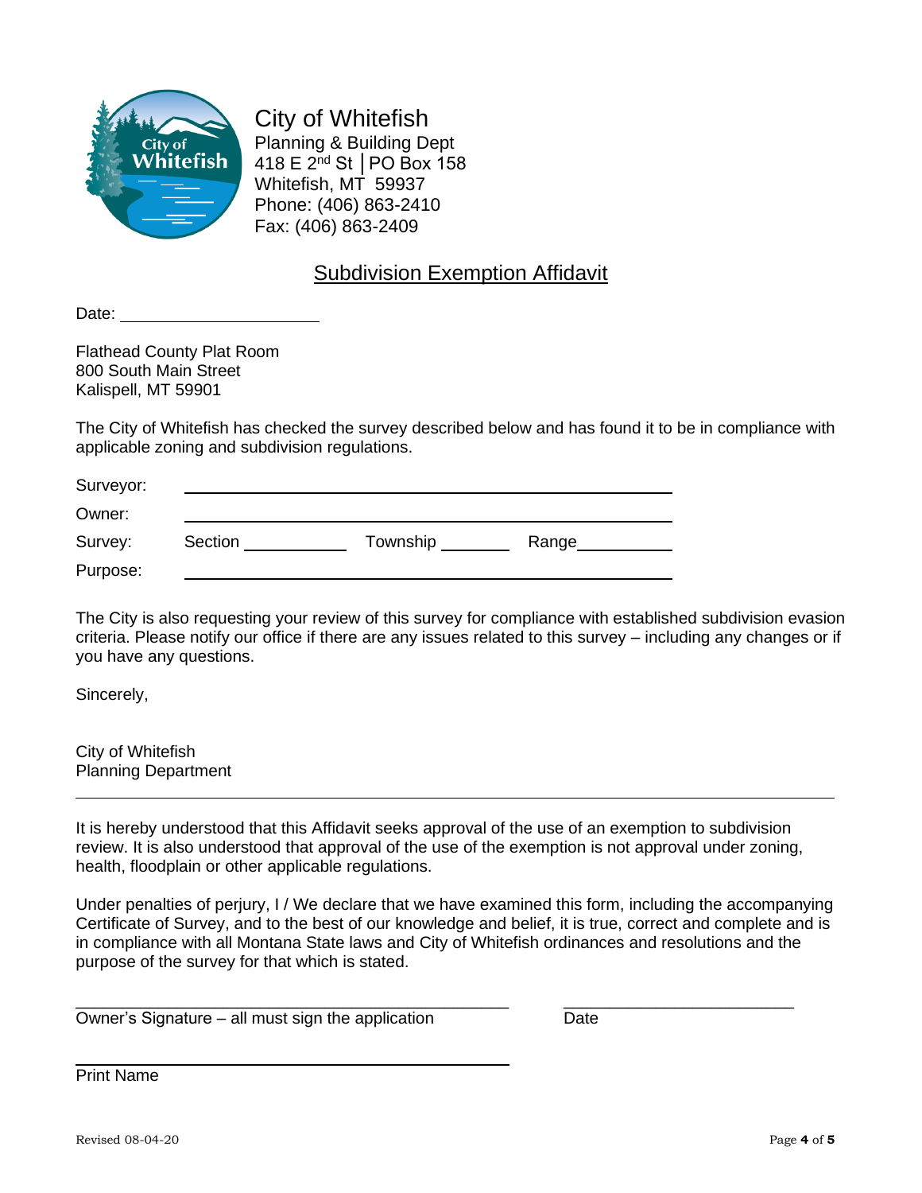City of Whitefish
Planning & Building Dept
418 E 2nd St | PO Box 158
Whitefish, MT 59937
Phone: (406) 863-2410
Fax: (406) 863-2409

## Subdivision Exemption Affidavit

Date: ____________________

Flathead County Plat Room
800 South Main Street
Kalispell, MT 59901

The City of Whitefish has checked the survey described below and has found it to be in compliance with applicable zoning and subdivision regulations.

Surveyor: ______________________________________________

Owner: ______________________________________________

Survey: Section __________ Township ________ Range__________

Purpose: ______________________________________________

The City is also requesting your review of this survey for compliance with established subdivision evasion criteria. Please notify our office if there are any issues related to this survey – including any changes or if you have any questions.

Sincerely,

City of Whitefish
Planning Department

---

It is hereby understood that this Affidavit seeks approval of the use of an exemption to subdivision review. It is also understood that approval of the use of the exemption is not approval under zoning, health, floodplain or other applicable regulations.

Under penalties of perjury, I / We declare that we have examined this form, including the accompanying Certificate of Survey, and to the best of our knowledge and belief, it is true, correct and complete and is in compliance with all Montana State laws and City of Whitefish ordinances and resolutions and the purpose of the survey for that which is stated.

______________________________________________ ________________________
Owner's Signature – all must sign the application Date

______________________________________________
Print Name

Revised 08-04-20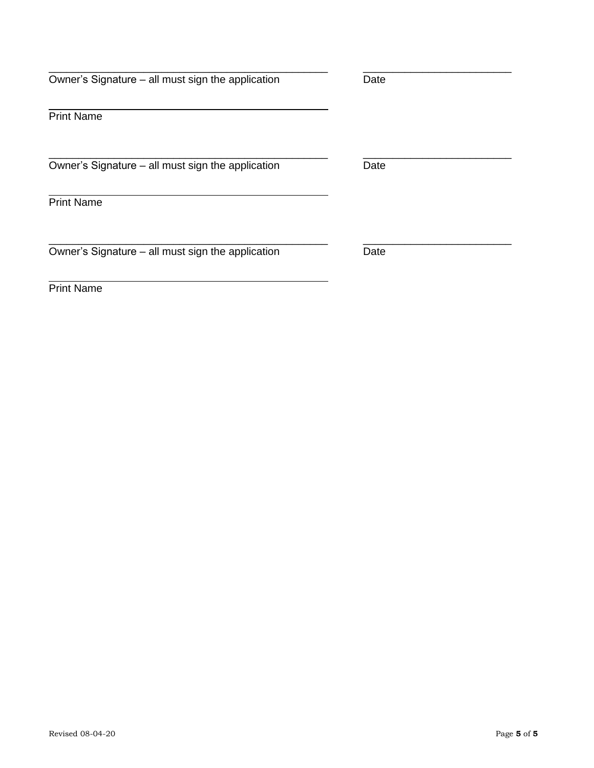\_\_\_\_\_\_\_\_\_\_\_\_\_\_\_\_\_\_\_\_\_\_\_\_\_\_\_\_\_\_\_\_\_\_\_\_\_\_\_\_\_\_\_\_ \_\_\_\_\_\_\_\_\_\_\_\_\_\_\_\_\_\_\_\_\_\_\_\_

Owner's Signature – all must sign the application Date

\_\_\_\_\_\_\_\_\_\_\_\_\_\_\_\_\_\_\_\_\_\_\_\_\_\_\_\_\_\_\_\_\_\_\_\_\_\_\_\_\_\_\_\_

Print Name

\_\_\_\_\_\_\_\_\_\_\_\_\_\_\_\_\_\_\_\_\_\_\_\_\_\_\_\_\_\_\_\_\_\_\_\_\_\_\_\_\_\_\_\_ \_\_\_\_\_\_\_\_\_\_\_\_\_\_\_\_\_\_\_\_\_\_\_\_

Owner's Signature – all must sign the application Date

\_\_\_\_\_\_\_\_\_\_\_\_\_\_\_\_\_\_\_\_\_\_\_\_\_\_\_\_\_\_\_\_\_\_\_\_\_\_\_\_\_\_\_\_

Print Name

\_\_\_\_\_\_\_\_\_\_\_\_\_\_\_\_\_\_\_\_\_\_\_\_\_\_\_\_\_\_\_\_\_\_\_\_\_\_\_\_\_\_\_\_ \_\_\_\_\_\_\_\_\_\_\_\_\_\_\_\_\_\_\_\_\_\_\_\_

Owner's Signature – all must sign the application Date

\_\_\_\_\_\_\_\_\_\_\_\_\_\_\_\_\_\_\_\_\_\_\_\_\_\_\_\_\_\_\_\_\_\_\_\_\_\_\_\_\_\_\_\_

Print Name

Revised 08-04-20